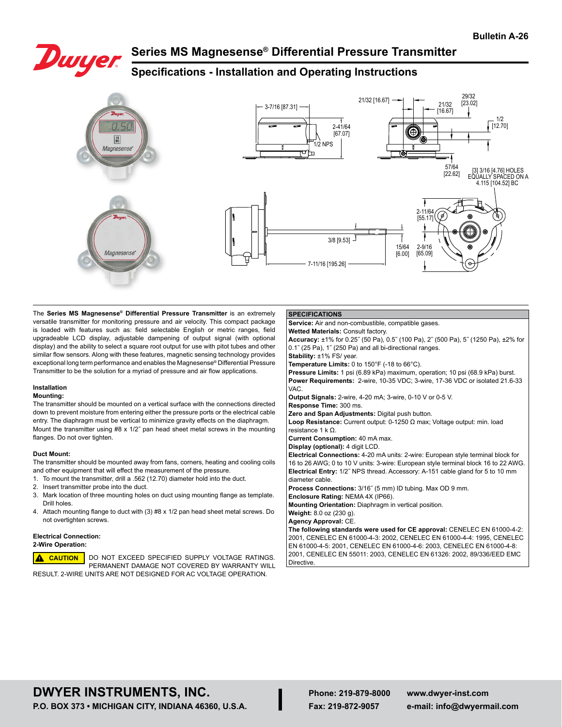Bulletin A-26

# Series MS Magnesense® Differential Pressure Transmitter

## Specifications - Installation and Operating Instructions

The **Series MS Magnesense® Differential Pressure Transmitter** is an extremely versatile transmitter for monitoring pressure and air velocity. This compact package is loaded with features such as: field selectable English or metric ranges, field upgradeable LCD display, adjustable dampening of output signal (with optional display) and the ability to select a square root output for use with pitot tubes and other similar flow sensors. Along with these features, magnetic sensing technology provides exceptional long term performance and enables the Magnesense® Differential Pressure Transmitter to be the solution for a myriad of pressure and air flow applications.

### Installation

**Mounting:**

The transmitter should be mounted on a vertical surface with the connections directed down to prevent moisture from entering either the pressure ports or the electrical cable entry. The diaphragm must be vertical to minimize gravity effects on the diaphragm. Mount the transmitter using #8 x 1/2″ pan head sheet metal screws in the mounting flanges. Do not over tighten.

**Duct Mount:**

The transmitter should be mounted away from fans, corners, heating and cooling coils and other equipment that will effect the measurement of the pressure.

1. To mount the transmitter, drill a .562 (12.70) diameter hold into the duct.
2. Insert transmitter probe into the duct.
3. Mark location of three mounting holes on duct using mounting flange as template. Drill holes.
4. Attach mounting flange to duct with (3) #8 x 1/2 pan head sheet metal screws. Do not overtighten screws.

**Electrical Connection:**

**2-Wire Operation:**

**⚠ CAUTION** DO NOT EXCEED SPECIFIED SUPPLY VOLTAGE RATINGS. PERMANENT DAMAGE NOT COVERED BY WARRANTY WILL RESULT. 2-WIRE UNITS ARE NOT DESIGNED FOR AC VOLTAGE OPERATION.

### SPECIFICATIONS

**Service:** Air and non-combustible, compatible gases.
**Wetted Materials:** Consult factory.
**Accuracy:** ±1% for 0.25″ (50 Pa), 0.5″ (100 Pa), 2″ (500 Pa), 5″ (1250 Pa), ±2% for 0.1″ (25 Pa), 1″ (250 Pa) and all bi-directional ranges.
**Stability:** ±1% FS/ year.
**Temperature Limits:** 0 to 150°F (-18 to 66°C).
**Pressure Limits:** 1 psi (6.89 kPa) maximum, operation; 10 psi (68.9 kPa) burst.
**Power Requirements:** 2-wire, 10-35 VDC; 3-wire, 17-36 VDC or isolated 21.6-33 VAC.
**Output Signals:** 2-wire, 4-20 mA; 3-wire, 0-10 V or 0-5 V.
**Response Time:** 300 ms.
**Zero and Span Adjustments:** Digital push button.
**Loop Resistance:** Current output: 0-1250 Ω max; Voltage output: min. load resistance 1 k Ω.
**Current Consumption:** 40 mA max.
**Display (optional):** 4 digit LCD.
**Electrical Connections:** 4-20 mA units: 2-wire: European style terminal block for 16 to 26 AWG; 0 to 10 V units: 3-wire: European style terminal block 16 to 22 AWG.
**Electrical Entry:** 1/2″ NPS thread. Accessory: A-151 cable gland for 5 to 10 mm diameter cable.
**Process Connections:** 3/16″ (5 mm) ID tubing. Max OD 9 mm.
**Enclosure Rating:** NEMA 4X (IP66).
**Mounting Orientation:** Diaphragm in vertical position.
**Weight:** 8.0 oz (230 g).
**Agency Approval:** CE.
**The following standards were used for CE approval:** CENELEC EN 61000-4-2: 2001, CENELEC EN 61000-4-3: 2002, CENELEC EN 61000-4-4: 1995, CENELEC EN 61000-4-5: 2001, CENELEC EN 61000-4-6: 2003, CENELEC EN 61000-4-8: 2001, CENELEC EN 55011: 2003, CENELEC EN 61326: 2002, 89/336/EED EMC Directive.

**DWYER INSTRUMENTS, INC.**
**P.O. BOX 373 • MICHIGAN CITY, INDIANA 46360, U.S.A.**
**Phone: 219-879-8000** **www.dwyer-inst.com**
**Fax: 219-872-9057** **e-mail: info@dwyermail.com**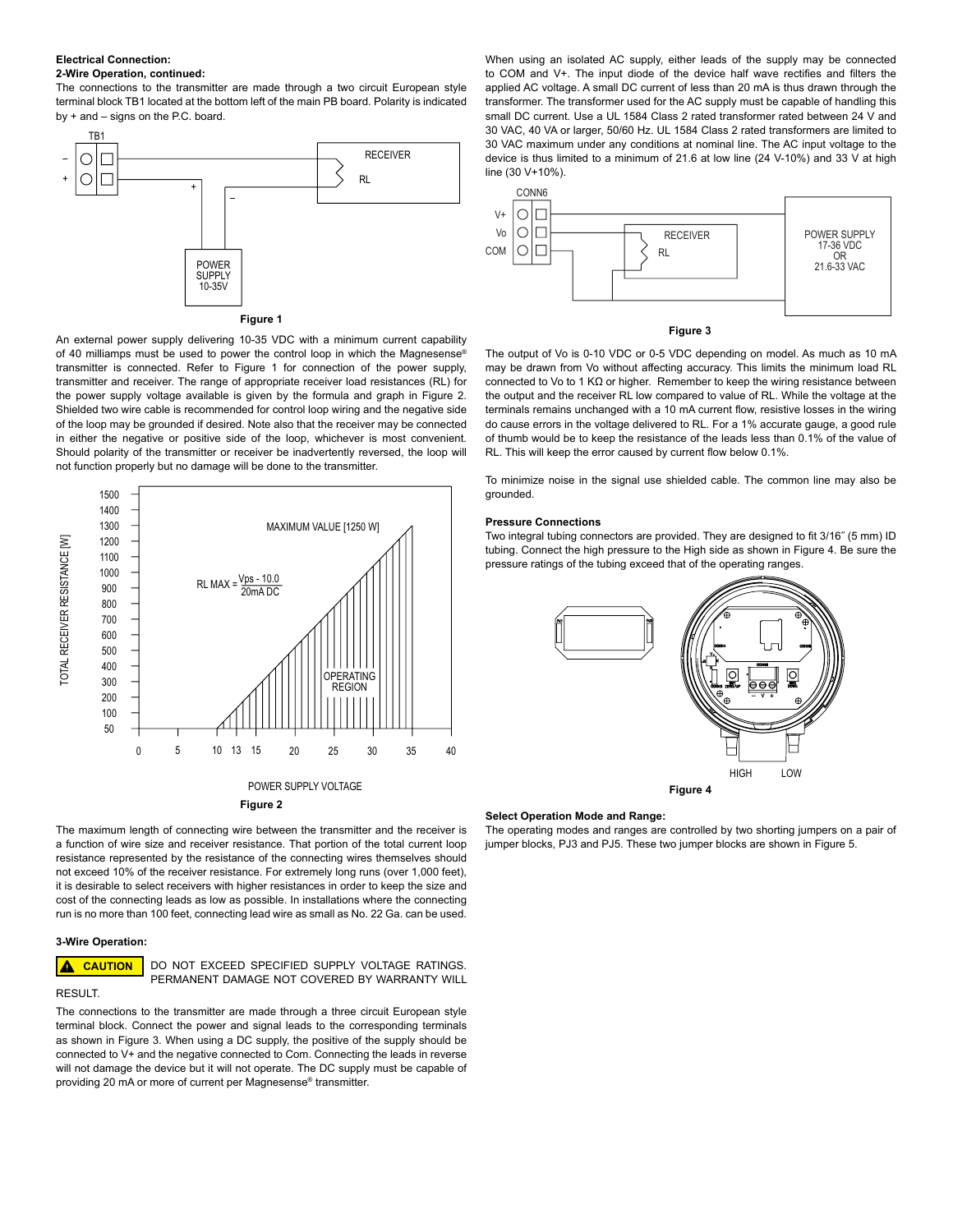**Electrical Connection:**

**2-Wire Operation, continued:**

The connections to the transmitter are made through a two circuit European style terminal block TB1 located at the bottom left of the main PB board. Polarity is indicated by + and – signs on the P.C. board.

**Figure 1**

An external power supply delivering 10-35 VDC with a minimum current capability of 40 milliamps must be used to power the control loop in which the Magnesense® transmitter is connected. Refer to Figure 1 for connection of the power supply, transmitter and receiver. The range of appropriate receiver load resistances (RL) for the power supply voltage available is given by the formula and graph in Figure 2. Shielded two wire cable is recommended for control loop wiring and the negative side of the loop may be grounded if desired. Note also that the receiver may be connected in either the negative or positive side of the loop, whichever is most convenient. Should polarity of the transmitter or receiver be inadvertently reversed, the loop will not function properly but no damage will be done to the transmitter.

$$RL\ MAX = \frac{Vps - 10.0}{20mA\ DC}$$

**Figure 2**

The maximum length of connecting wire between the transmitter and the receiver is a function of wire size and receiver resistance. That portion of the total current loop resistance represented by the resistance of the connecting wires themselves should not exceed 10% of the receiver resistance. For extremely long runs (over 1,000 feet), it is desirable to select receivers with higher resistances in order to keep the size and cost of the connecting leads as low as possible. In installations where the connecting run is no more than 100 feet, connecting lead wire as small as No. 22 Ga. can be used.

**3-Wire Operation:**

**CAUTION** DO NOT EXCEED SPECIFIED SUPPLY VOLTAGE RATINGS. PERMANENT DAMAGE NOT COVERED BY WARRANTY WILL RESULT.

The connections to the transmitter are made through a three circuit European style terminal block. Connect the power and signal leads to the corresponding terminals as shown in Figure 3. When using a DC supply, the positive of the supply should be connected to V+ and the negative connected to Com. Connecting the leads in reverse will not damage the device but it will not operate. The DC supply must be capable of providing 20 mA or more of current per Magnesense® transmitter.

When using an isolated AC supply, either leads of the supply may be connected to COM and V+. The input diode of the device half wave rectifies and filters the applied AC voltage. A small DC current of less than 20 mA is thus drawn through the transformer. The transformer used for the AC supply must be capable of handling this small DC current. Use a UL 1584 Class 2 rated transformer rated between 24 V and 30 VAC, 40 VA or larger, 50/60 Hz. UL 1584 Class 2 rated transformers are limited to 30 VAC maximum under any conditions at nominal line. The AC input voltage to the device is thus limited to a minimum of 21.6 at low line (24 V-10%) and 33 V at high line (30 V+10%).

**Figure 3**

The output of Vo is 0-10 VDC or 0-5 VDC depending on model. As much as 10 mA may be drawn from Vo without affecting accuracy. This limits the minimum load RL connected to Vo to 1 KΩ or higher. Remember to keep the wiring resistance between the output and the receiver RL low compared to value of RL. While the voltage at the terminals remains unchanged with a 10 mA current flow, resistive losses in the wiring do cause errors in the voltage delivered to RL. For a 1% accurate gauge, a good rule of thumb would be to keep the resistance of the leads less than 0.1% of the value of RL. This will keep the error caused by current flow below 0.1%.

To minimize noise in the signal use shielded cable. The common line may also be grounded.

**Pressure Connections**

Two integral tubing connectors are provided. They are designed to fit 3/16″ (5 mm) ID tubing. Connect the high pressure to the High side as shown in Figure 4. Be sure the pressure ratings of the tubing exceed that of the operating ranges.

**Figure 4**

**Select Operation Mode and Range:**

The operating modes and ranges are controlled by two shorting jumpers on a pair of jumper blocks, PJ3 and PJ5. These two jumper blocks are shown in Figure 5.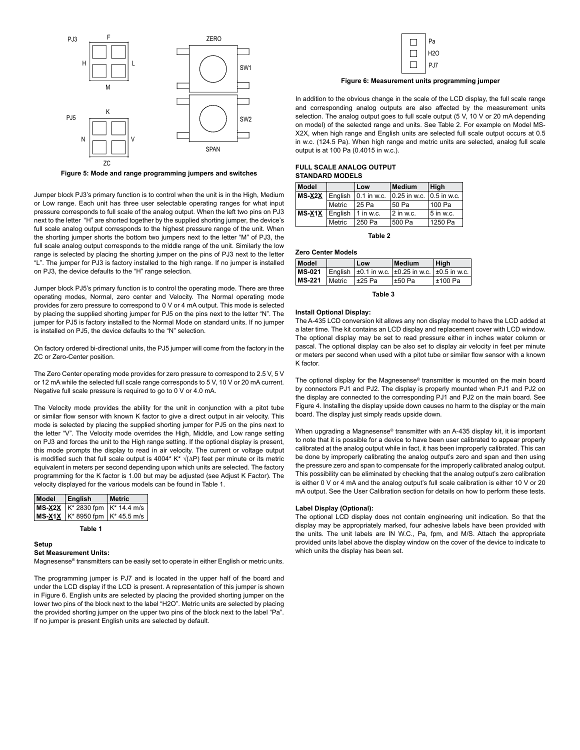Figure 5: Mode and range programming jumpers and switches

Jumper block PJ3's primary function is to control when the unit is in the High, Medium or Low range. Each unit has three user selectable operating ranges for what input pressure corresponds to full scale of the analog output. When the left two pins on PJ3 next to the letter "H" are shorted together by the supplied shorting jumper, the device's full scale analog output corresponds to the highest pressure range of the unit. When the shorting jumper shorts the bottom two jumpers next to the letter "M" of PJ3, the full scale analog output corresponds to the middle range of the unit. Similarly the low range is selected by placing the shorting jumper on the pins of PJ3 next to the letter "L". The jumper for PJ3 is factory installed to the high range. If no jumper is installed on PJ3, the device defaults to the "H" range selection.

Jumper block PJ5's primary function is to control the operating mode. There are three operating modes, Normal, zero center and Velocity. The Normal operating mode provides for zero pressure to correspond to 0 V or 4 mA output. This mode is selected by placing the supplied shorting jumper for PJ5 on the pins next to the letter "N". The jumper for PJ5 is factory installed to the Normal Mode on standard units. If no jumper is installed on PJ5, the device defaults to the "N" selection.

On factory ordered bi-directional units, the PJ5 jumper will come from the factory in the ZC or Zero-Center position.

The Zero Center operating mode provides for zero pressure to correspond to 2.5 V, 5 V or 12 mA while the selected full scale range corresponds to 5 V, 10 V or 20 mA current. Negative full scale pressure is required to go to 0 V or 4.0 mA.

The Velocity mode provides the ability for the unit in conjunction with a pitot tube or similar flow sensor with known K factor to give a direct output in air velocity. This mode is selected by placing the supplied shorting jumper for PJ5 on the pins next to the letter "V". The Velocity mode overrides the High, Middle, and Low range setting on PJ3 and forces the unit to the High range setting. If the optional display is present, this mode prompts the display to read in air velocity. The current or voltage output is modified such that full scale output is 4004* K* $\sqrt{(\Delta P)}$ feet per minute or its metric equivalent in meters per second depending upon which units are selected. The factory programming for the K factor is 1.00 but may be adjusted (see Adjust K Factor). The velocity displayed for the various models can be found in Table 1.

| Model | English | Metric |
|---|---|---|
| **MS-X2X** | K* 2830 fpm | K* 14.4 m/s |
| **MS-X1X** | K* 8950 fpm | K* 45.5 m/s |

Table 1

**Setup**

**Set Measurement Units:**

Magnesense® transmitters can be easily set to operate in either English or metric units.

The programming jumper is PJ7 and is located in the upper half of the board and under the LCD display if the LCD is present. A representation of this jumper is shown in Figure 6. English units are selected by placing the provided shorting jumper on the lower two pins of the block next to the label "H2O". Metric units are selected by placing the provided shorting jumper on the upper two pins of the block next to the label "Pa". If no jumper is present English units are selected by default.

Figure 6: Measurement units programming jumper

In addition to the obvious change in the scale of the LCD display, the full scale range and corresponding analog outputs are also affected by the measurement units selection. The analog output goes to full scale output (5 V, 10 V or 20 mA depending on model) of the selected range and units. See Table 2. For example on Model MS-X2X, when high range and English units are selected full scale output occurs at 0.5 in w.c. (124.5 Pa). When high range and metric units are selected, analog full scale output is at 100 Pa (0.4015 in w.c.).

**FULL SCALE ANALOG OUTPUT**
**STANDARD MODELS**

| Model | | Low | Medium | High |
|---|---|---|---|---|
| **MS-X2X** | English | 0.1 in w.c. | 0.25 in w.c. | 0.5 in w.c. |
| | Metric | 25 Pa | 50 Pa | 100 Pa |
| **MS-X1X** | English | 1 in w.c. | 2 in w.c. | 5 in w.c. |
| | Metric | 250 Pa | 500 Pa | 1250 Pa |

Table 2

**Zero Center Models**

| Model | | Low | Medium | High |
|---|---|---|---|---|
| **MS-021** | English | ±0.1 in w.c. | ±0.25 in w.c. | ±0.5 in w.c. |
| **MS-221** | Metric | ±25 Pa | ±50 Pa | ±100 Pa |

Table 3

**Install Optional Display:**

The A-435 LCD conversion kit allows any non display model to have the LCD added at a later time. The kit contains an LCD display and replacement cover with LCD window. The optional display may be set to read pressure either in inches water column or pascal. The optional display can be also set to display air velocity in feet per minute or meters per second when used with a pitot tube or similar flow sensor with a known K factor.

The optional display for the Magnesense® transmitter is mounted on the main board by connectors PJ1 and PJ2. The display is properly mounted when PJ1 and PJ2 on the display are connected to the corresponding PJ1 and PJ2 on the main board. See Figure 4. Installing the display upside down causes no harm to the display or the main board. The display just simply reads upside down.

When upgrading a Magnesense® transmitter with an A-435 display kit, it is important to note that it is possible for a device to have been user calibrated to appear properly calibrated at the analog output while in fact, it has been improperly calibrated. This can be done by improperly calibrating the analog output's zero and span and then using the pressure zero and span to compensate for the improperly calibrated analog output. This possibility can be eliminated by checking that the analog output's zero calibration is either 0 V or 4 mA and the analog output's full scale calibration is either 10 V or 20 mA output. See the User Calibration section for details on how to perform these tests.

**Label Display (Optional):**

The optional LCD display does not contain engineering unit indication. So that the display may be appropriately marked, four adhesive labels have been provided with the units. The unit labels are IN W.C., Pa, fpm, and M/S. Attach the appropriate provided units label above the display window on the cover of the device to indicate to which units the display has been set.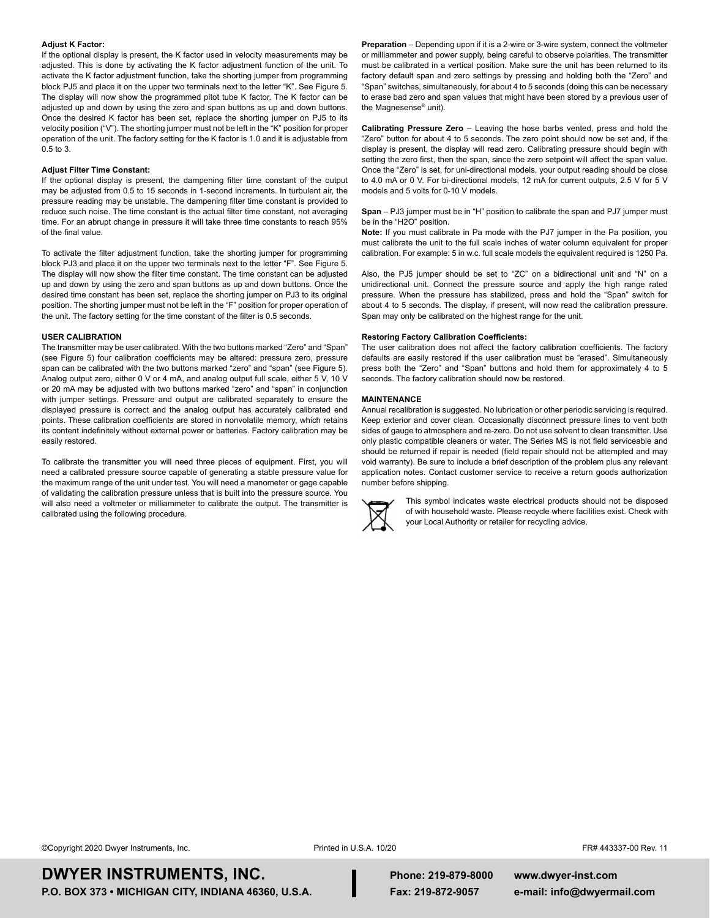**Adjust K Factor:**

If the optional display is present, the K factor used in velocity measurements may be adjusted. This is done by activating the K factor adjustment function of the unit. To activate the K factor adjustment function, take the shorting jumper from programming block PJ5 and place it on the upper two terminals next to the letter "K". See Figure 5. The display will now show the programmed pitot tube K factor. The K factor can be adjusted up and down by using the zero and span buttons as up and down buttons. Once the desired K factor has been set, replace the shorting jumper on PJ5 to its velocity position ("V"). The shorting jumper must not be left in the "K" position for proper operation of the unit. The factory setting for the K factor is 1.0 and it is adjustable from 0.5 to 3.

**Adjust Filter Time Constant:**

If the optional display is present, the dampening filter time constant of the output may be adjusted from 0.5 to 15 seconds in 1-second increments. In turbulent air, the pressure reading may be unstable. The dampening filter time constant is provided to reduce such noise. The time constant is the actual filter time constant, not averaging time. For an abrupt change in pressure it will take three time constants to reach 95% of the final value.

To activate the filter adjustment function, take the shorting jumper for programming block PJ3 and place it on the upper two terminals next to the letter "F". See Figure 5. The display will now show the filter time constant. The time constant can be adjusted up and down by using the zero and span buttons as up and down buttons. Once the desired time constant has been set, replace the shorting jumper on PJ3 to its original position. The shorting jumper must not be left in the "F" position for proper operation of the unit. The factory setting for the time constant of the filter is 0.5 seconds.

**USER CALIBRATION**

The transmitter may be user calibrated. With the two buttons marked "Zero" and "Span" (see Figure 5) four calibration coefficients may be altered: pressure zero, pressure span can be calibrated with the two buttons marked "zero" and "span" (see Figure 5). Analog output zero, either 0 V or 4 mA, and analog output full scale, either 5 V, 10 V or 20 mA may be adjusted with two buttons marked "zero" and "span" in conjunction with jumper settings. Pressure and output are calibrated separately to ensure the displayed pressure is correct and the analog output has accurately calibrated end points. These calibration coefficients are stored in nonvolatile memory, which retains its content indefinitely without external power or batteries. Factory calibration may be easily restored.

To calibrate the transmitter you will need three pieces of equipment. First, you will need a calibrated pressure source capable of generating a stable pressure value for the maximum range of the unit under test. You will need a manometer or gage capable of validating the calibration pressure unless that is built into the pressure source. You will also need a voltmeter or milliammeter to calibrate the output. The transmitter is calibrated using the following procedure.

**Preparation** – Depending upon if it is a 2-wire or 3-wire system, connect the voltmeter or milliammeter and power supply, being careful to observe polarities. The transmitter must be calibrated in a vertical position. Make sure the unit has been returned to its factory default span and zero settings by pressing and holding both the "Zero" and "Span" switches, simultaneously, for about 4 to 5 seconds (doing this can be necessary to erase bad zero and span values that might have been stored by a previous user of the Magnesense® unit).

**Calibrating Pressure Zero** – Leaving the hose barbs vented, press and hold the "Zero" button for about 4 to 5 seconds. The zero point should now be set and, if the display is present, the display will read zero. Calibrating pressure should begin with setting the zero first, then the span, since the zero setpoint will affect the span value. Once the "Zero" is set, for uni-directional models, your output reading should be close to 4.0 mA or 0 V. For bi-directional models, 12 mA for current outputs, 2.5 V for 5 V models and 5 volts for 0-10 V models.

**Span** – PJ3 jumper must be in "H" position to calibrate the span and PJ7 jumper must be in the "H2O" position.

**Note:** If you must calibrate in Pa mode with the PJ7 jumper in the Pa position, you must calibrate the unit to the full scale inches of water column equivalent for proper calibration. For example: 5 in w.c. full scale models the equivalent required is 1250 Pa.

Also, the PJ5 jumper should be set to "ZC" on a bidirectional unit and "N" on a unidirectional unit. Connect the pressure source and apply the high range rated pressure. When the pressure has stabilized, press and hold the "Span" switch for about 4 to 5 seconds. The display, if present, will now read the calibration pressure. Span may only be calibrated on the highest range for the unit.

**Restoring Factory Calibration Coefficients:**

The user calibration does not affect the factory calibration coefficients. The factory defaults are easily restored if the user calibration must be "erased". Simultaneously press both the "Zero" and "Span" buttons and hold them for approximately 4 to 5 seconds. The factory calibration should now be restored.

**MAINTENANCE**

Annual recalibration is suggested. No lubrication or other periodic servicing is required. Keep exterior and cover clean. Occasionally disconnect pressure lines to vent both sides of gauge to atmosphere and re-zero. Do not use solvent to clean transmitter. Use only plastic compatible cleaners or water. The Series MS is not field serviceable and should be returned if repair is needed (field repair should not be attempted and may void warranty). Be sure to include a brief description of the problem plus any relevant application notes. Contact customer service to receive a return goods authorization number before shipping.

This symbol indicates waste electrical products should not be disposed of with household waste. Please recycle where facilities exist. Check with your Local Authority or retailer for recycling advice.

©Copyright 2020 Dwyer Instruments, Inc. Printed in U.S.A. 10/20 FR# 443337-00 Rev. 11

**DWYER INSTRUMENTS, INC.**
**P.O. BOX 373 • MICHIGAN CITY, INDIANA 46360, U.S.A.**

**Phone: 219-879-8000**
**Fax: 219-872-9057**

**www.dwyer-inst.com**
**e-mail: info@dwyermail.com**